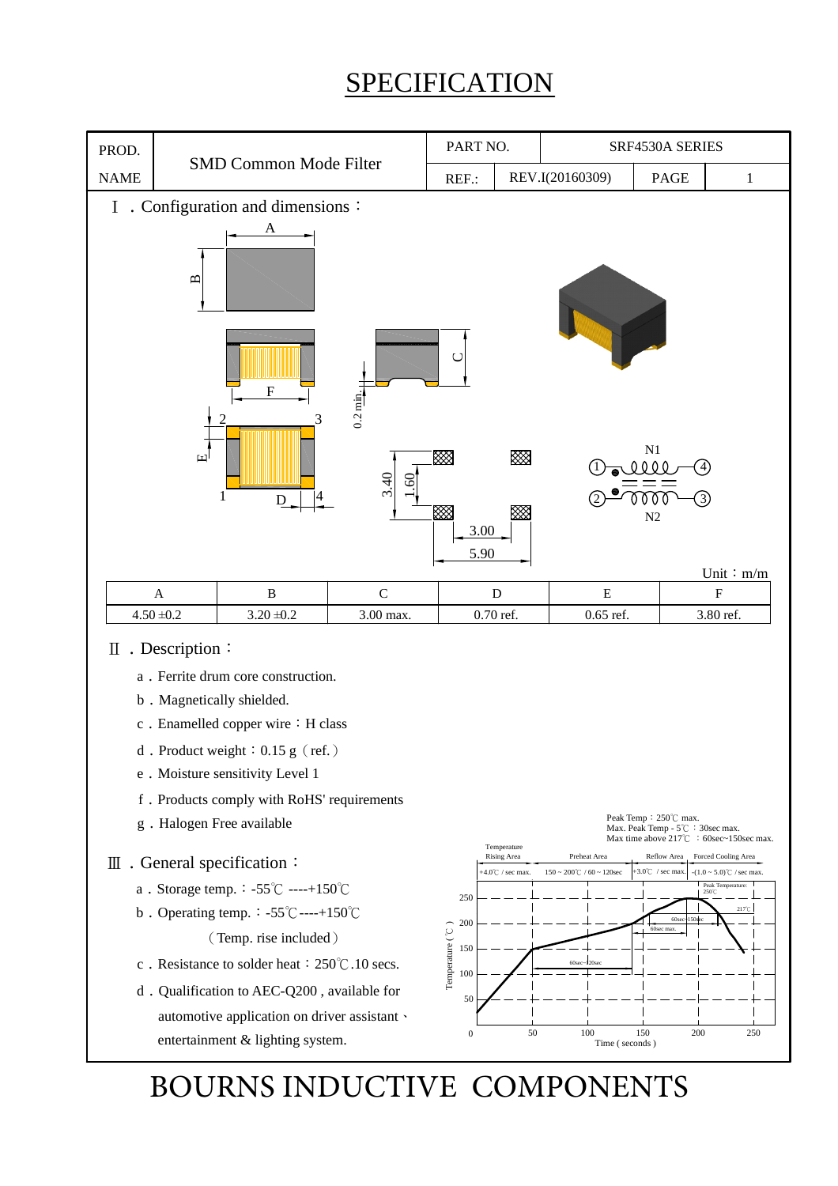# SPECIFICATION

| PROD. NAME | SMD Common Mode Filter | PART NO. | SRF4530A SERIES | | |
|---|---|---|---|---|---|
| | | REF.: | REV.I(20160309) | PAGE | 1 |

## Ⅰ．Configuration and dimensions：

Unit：m/m

| A | B | C | D | E | F |
|---|---|---|---|---|---|
| 4.50 ±0.2 | 3.20 ±0.2 | 3.00 max. | 0.70 ref. | 0.65 ref. | 3.80 ref. |

## Ⅱ．Description：

a．Ferrite drum core construction.

b．Magnetically shielded.

c．Enamelled copper wire：H class

d．Product weight：0.15 g（ref.）

e．Moisture sensitivity Level 1

f．Products comply with RoHS' requirements

g．Halogen Free available

## Ⅲ．General specification：

a．Storage temp.：-55℃ ----+150℃

b．Operating temp.：-55℃----+150℃

（Temp. rise included）

c．Resistance to solder heat：250℃.10 secs.

d．Qualification to AEC-Q200 , available for automotive application on driver assistant、entertainment & lighting system.

Peak Temp：250℃ max.
Max. Peak Temp - 5℃ ：30sec max.
Max time above 217℃ ：60sec~150sec max.

# BOURNS INDUCTIVE COMPONENTS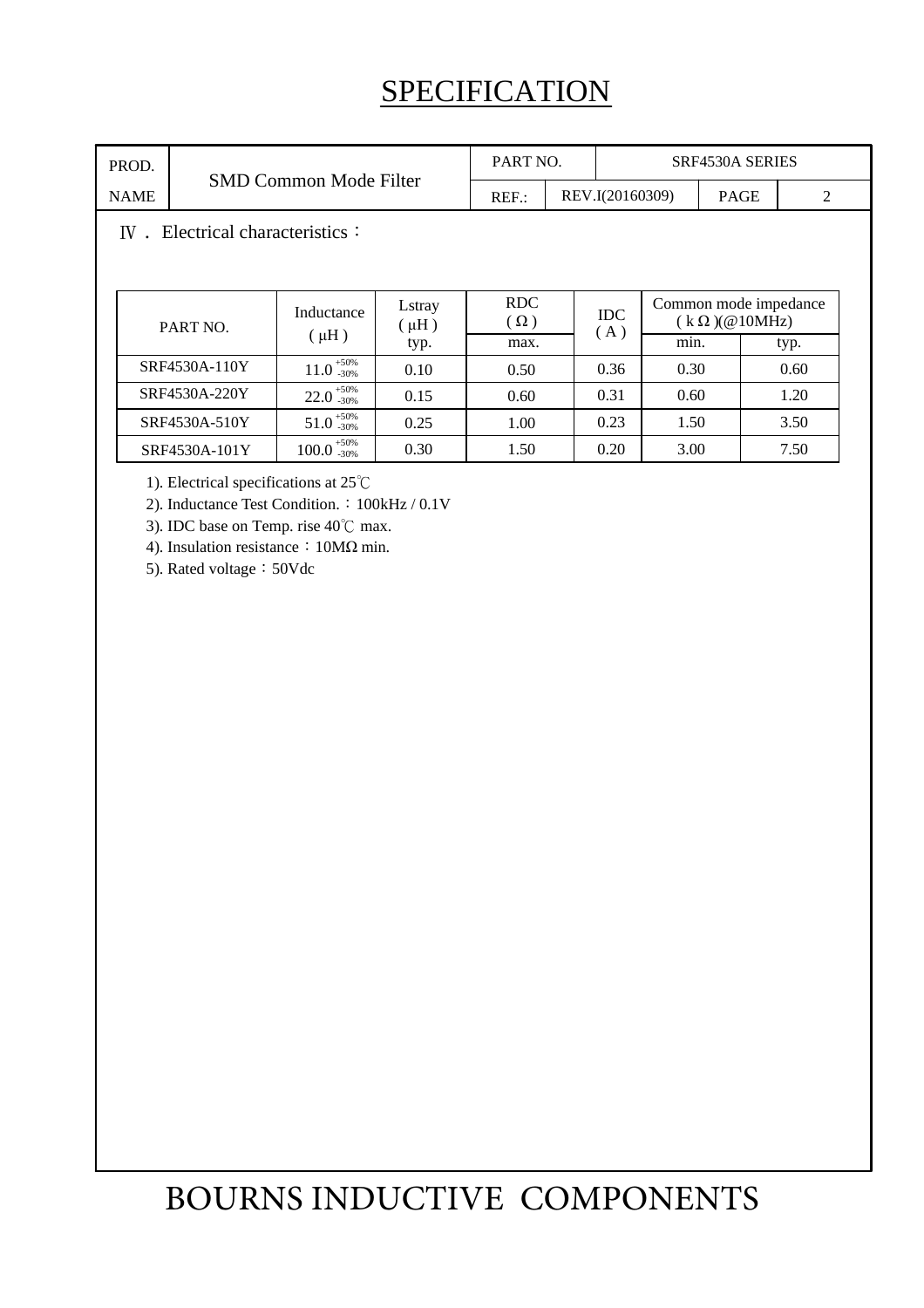# SPECIFICATION

| PROD. NAME | SMD Common Mode Filter | PART NO. | SRF4530A SERIES | | |
|---|---|---|---|---|---|
| | | REF.: | REV.I(20160309) | PAGE | 2 |

Ⅳ． Electrical characteristics：

| PART NO. | Inductance (μH) | Lstray (μH) | RDC (Ω) | IDC (A) | Common mode impedance (kΩ)(@10MHz) | |
|---|---|---|---|---|---|---|
| | | typ. | max. | | min. | typ. |
| SRF4530A-110Y | $11.0^{+50\%}_{-30\%}$ | 0.10 | 0.50 | 0.36 | 0.30 | 0.60 |
| SRF4530A-220Y | $22.0^{+50\%}_{-30\%}$ | 0.15 | 0.60 | 0.31 | 0.60 | 1.20 |
| SRF4530A-510Y | $51.0^{+50\%}_{-30\%}$ | 0.25 | 1.00 | 0.23 | 1.50 | 3.50 |
| SRF4530A-101Y | $100.0^{+50\%}_{-30\%}$ | 0.30 | 1.50 | 0.20 | 3.00 | 7.50 |

1). Electrical specifications at 25℃
2). Inductance Test Condition.：100kHz / 0.1V
3). IDC base on Temp. rise 40℃ max.
4). Insulation resistance：10MΩ min.
5). Rated voltage：50Vdc

BOURNS INDUCTIVE COMPONENTS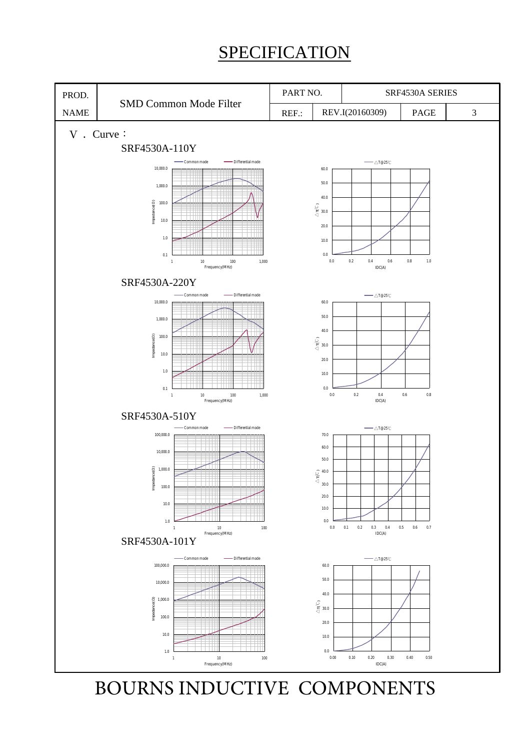# SPECIFICATION

| PROD. NAME | SMD Common Mode Filter | PART NO. | | SRF4530A SERIES | |
|---|---|---|---|---|---|
| | | REF.: | REV.I(20160309) | PAGE | 3 |

V . Curve：

SRF4530A-110Y

Common mode — Differential mode

Impedance(Ω): 0.1, 1.0, 10.0, 100.0, 1,000.0, 10,000.0

Frequency(MHz): 1, 10, 100, 1,000

△T@25℃

△T(℃): 0.0, 10.0, 20.0, 30.0, 40.0, 50.0, 60.0

IDC(A): 0.0, 0.2, 0.4, 0.6, 0.8, 1.0

SRF4530A-220Y

Common mode — Differential mode

Impedance(Ω): 0.1, 1.0, 10.0, 100.0, 1,000.0, 10,000.0

Frequency(MHz): 1, 10, 100, 1,000

△T@25℃

△T(℃): 0.0, 10.0, 20.0, 30.0, 40.0, 50.0, 60.0

IDC(A): 0.0, 0.2, 0.4, 0.6, 0.8

SRF4530A-510Y

Common mode — Differential mode

Impedance(Ω): 1.0, 10.0, 100.0, 1,000.0, 10,000.0, 100,000.0

Frequency(MHz): 1, 10, 100

△T@25℃

△T(℃): 0.0, 10.0, 20.0, 30.0, 40.0, 50.0, 60.0, 70.0

IDC(A): 0.0, 0.1, 0.2, 0.3, 0.4, 0.5, 0.6, 0.7

SRF4530A-101Y

Common mode — Differential mode

Impedance(Ω): 1.0, 10.0, 100.0, 1,000.0, 10,000.0, 100,000.0

Frequency(MHz): 1, 10, 100

△T@25℃

△T(℃): 0.0, 10.0, 20.0, 30.0, 40.0, 50.0, 60.0

IDC(A): 0.00, 0.10, 0.20, 0.30, 0.40, 0.50

BOURNS INDUCTIVE COMPONENTS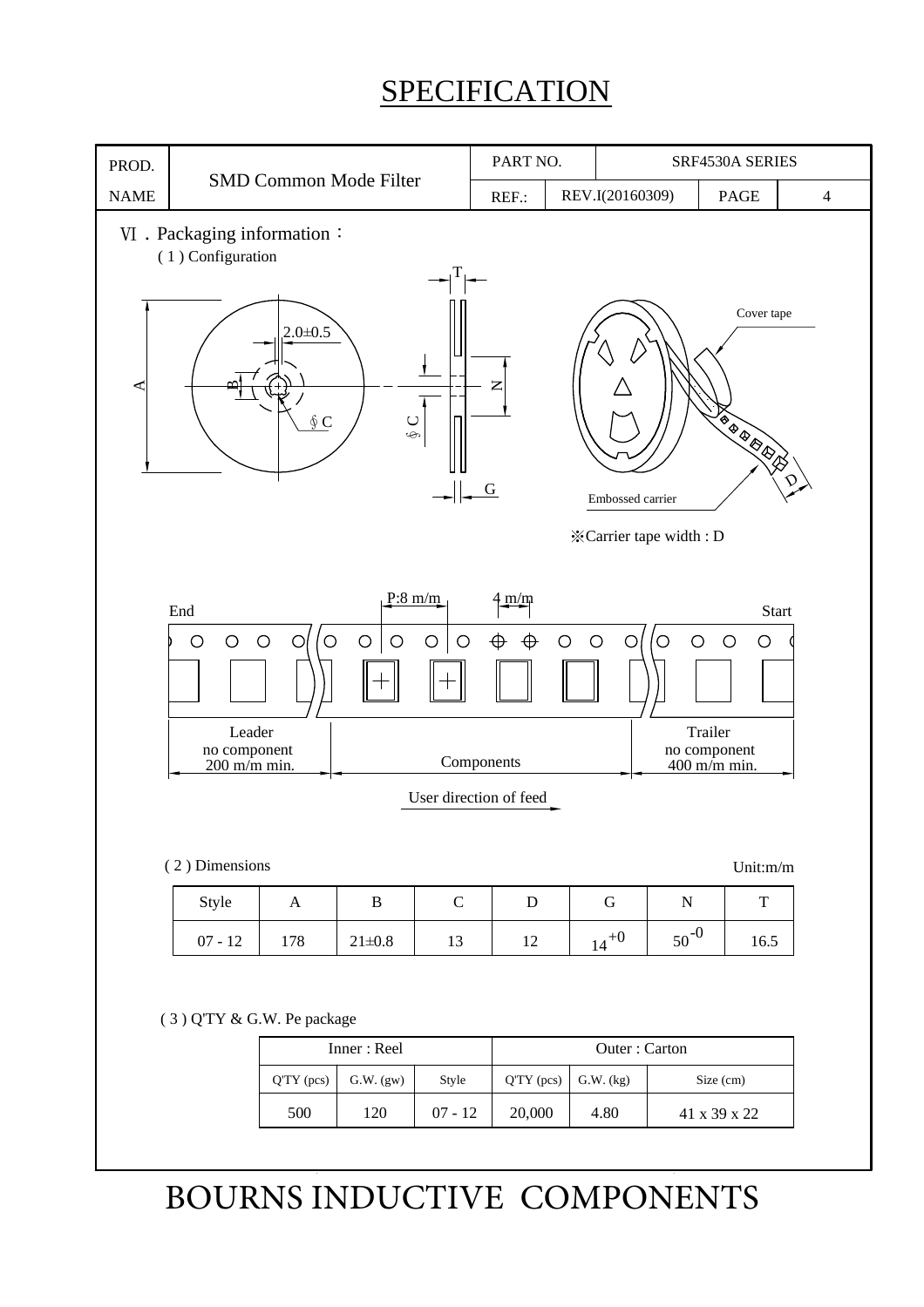# SPECIFICATION

| PROD. NAME | SMD Common Mode Filter | PART NO. | SRF4530A SERIES | | |
|---|---|---|---|---|---|
| | | REF.: | REV.I(20160309) | PAGE | 4 |

## Ⅵ．Packaging information：

### ( 1 ) Configuration

T

2.0±0.5

A

B

N

ϕ C

ϕ C

G

Cover tape

Embossed carrier

D

※Carrier tape width : D

P:8 m/m

4 m/m

End

Start

Leader no component 200 m/m min.

Components

Trailer no component 400 m/m min.

User direction of feed

### ( 2 ) Dimensions

Unit:m/m

| Style | A | B | C | D | G | N | T |
|---|---|---|---|---|---|---|---|
| 07 - 12 | 178 | 21±0.8 | 13 | 12 | $14^{+0}$ | $50^{-0}$ | 16.5 |

### ( 3 ) Q'TY & G.W. Pe package

| Inner : Reel | | | Outer : Carton | | |
|---|---|---|---|---|---|
| Q'TY (pcs) | G.W. (gw) | Style | Q'TY (pcs) | G.W. (kg) | Size (cm) |
| 500 | 120 | 07 - 12 | 20,000 | 4.80 | 41 x 39 x 22 |

BOURNS INDUCTIVE COMPONENTS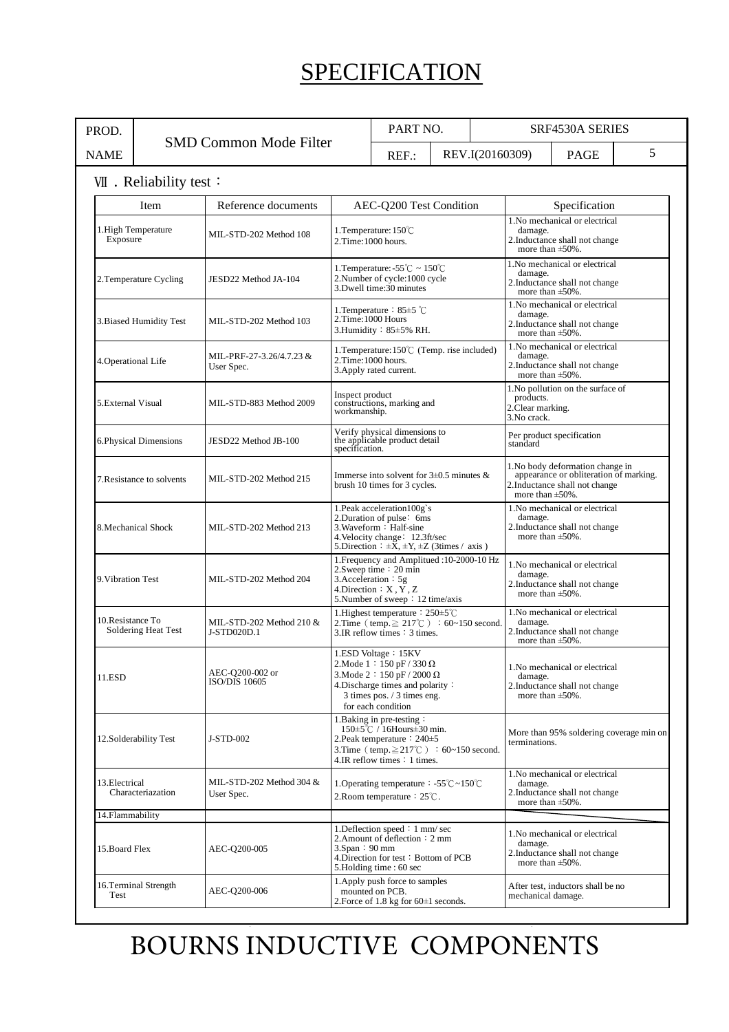# SPECIFICATION

| PROD. NAME | SMD Common Mode Filter | PART NO. | SRF4530A SERIES | | |
|---|---|---|---|---|---|
| | | REF.: | REV.I(20160309) | PAGE | 5 |

## Ⅶ．Reliability test：

| Item | Reference documents | AEC-Q200 Test Condition | Specification |
|---|---|---|---|
| 1.High Temperature Exposure | MIL-STD-202 Method 108 | 1.Temperature: 150℃<br>2.Time:1000 hours. | 1.No mechanical or electrical damage.<br>2.Inductance shall not change more than ±50%. |
| 2.Temperature Cycling | JESD22 Method JA-104 | 1.Temperature: -55℃ ~ 150℃<br>2.Number of cycle:1000 cycle<br>3.Dwell time:30 minutes | 1.No mechanical or electrical damage.<br>2.Inductance shall not change more than ±50%. |
| 3.Biased Humidity Test | MIL-STD-202 Method 103 | 1.Temperature：85±5 ℃<br>2.Time:1000 Hours<br>3.Humidity：85±5% RH. | 1.No mechanical or electrical damage.<br>2.Inductance shall not change more than ±50%. |
| 4.Operational Life | MIL-PRF-27-3.26/4.7.23 & User Spec. | 1.Temperature:150℃ (Temp. rise included)<br>2.Time:1000 hours.<br>3.Apply rated current. | 1.No mechanical or electrical damage.<br>2.Inductance shall not change more than ±50%. |
| 5.External Visual | MIL-STD-883 Method 2009 | Inspect product constructions, marking and workmanship. | 1.No pollution on the surface of products.<br>2.Clear marking.<br>3.No crack. |
| 6.Physical Dimensions | JESD22 Method JB-100 | Verify physical dimensions to the applicable product detail specification. | Per product specification standard |
| 7.Resistance to solvents | MIL-STD-202 Method 215 | Immerse into solvent for 3±0.5 minutes & brush 10 times for 3 cycles. | 1.No body deformation change in appearance or obliteration of marking.<br>2.Inductance shall not change more than ±50%. |
| 8.Mechanical Shock | MIL-STD-202 Method 213 | 1.Peak acceleration100g`s<br>2.Duration of pulse: 6ms<br>3.Waveform：Half-sine<br>4.Velocity change: 12.3ft/sec<br>5.Direction：±X, ±Y, ±Z (3times / axis ) | 1.No mechanical or electrical damage.<br>2.Inductance shall not change more than ±50%. |
| 9.Vibration Test | MIL-STD-202 Method 204 | 1.Frequency and Amplitued :10-2000-10 Hz<br>2.Sweep time：20 min<br>3.Acceleration：5g<br>4.Direction：X , Y , Z<br>5.Number of sweep：12 time/axis | 1.No mechanical or electrical damage.<br>2.Inductance shall not change more than ±50%. |
| 10.Resistance To Soldering Heat Test | MIL-STD-202 Method 210 & J-STD020D.1 | 1.Highest temperature：250±5℃<br>2.Time（temp.≧217℃）：60~150 second.<br>3.IR reflow times：3 times. | 1.No mechanical or electrical damage.<br>2.Inductance shall not change more than ±50%. |
| 11.ESD | AEC-Q200-002 or ISO/DIS 10605 | 1.ESD Voltage：15KV<br>2.Mode 1：150 pF / 330 Ω<br>3.Mode 2：150 pF / 2000 Ω<br>4.Discharge times and polarity：3 times pos. / 3 times eng. for each condition | 1.No mechanical or electrical damage.<br>2.Inductance shall not change more than ±50%. |
| 12.Solderability Test | J-STD-002 | 1.Baking in pre-testing：150±5℃ / 16Hours±30 min.<br>2.Peak temperature：240±5<br>3.Time（temp.≧217℃）：60~150 second.<br>4.IR reflow times：1 times. | More than 95% soldering coverage min on terminations. |
| 13.Electrical Characteriazation | MIL-STD-202 Method 304 & User Spec. | 1.Operating temperature：-55℃~150℃<br>2.Room temperature：25℃. | 1.No mechanical or electrical damage.<br>2.Inductance shall not change more than ±50%. |
| 14.Flammability | | | |
| 15.Board Flex | AEC-Q200-005 | 1.Deflection speed：1 mm/ sec<br>2.Amount of deflection：2 mm<br>3.Span：90 mm<br>4.Direction for test：Bottom of PCB<br>5.Holding time : 60 sec | 1.No mechanical or electrical damage.<br>2.Inductance shall not change more than ±50%. |
| 16.Terminal Strength Test | AEC-Q200-006 | 1.Apply push force to samples mounted on PCB.<br>2.Force of 1.8 kg for 60±1 seconds. | After test, inductors shall be no mechanical damage. |

BOURNS INDUCTIVE COMPONENTS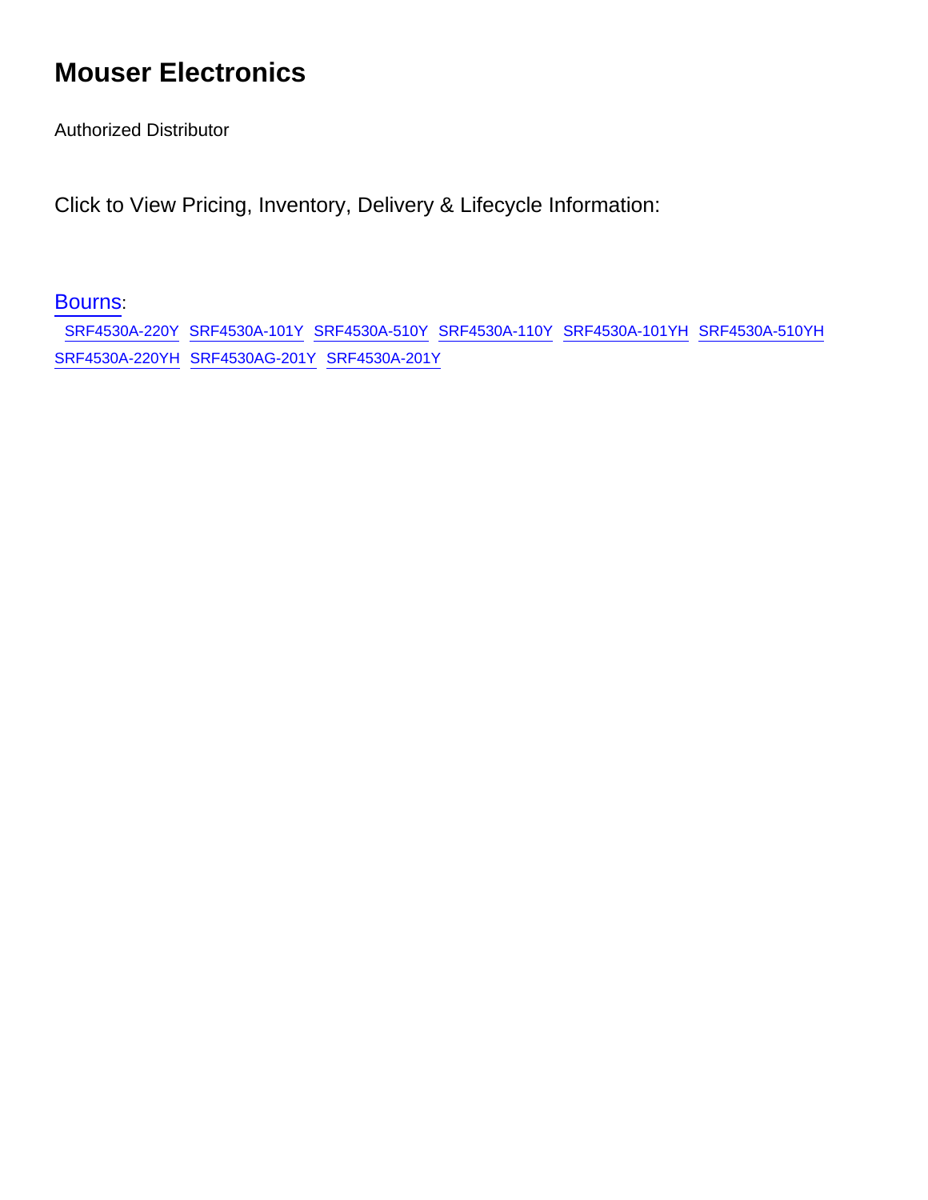# Mouser Electronics

Authorized Distributor

Click to View Pricing, Inventory, Delivery & Lifecycle Information:

Bourns:

SRF4530A-220Y SRF4530A-101Y SRF4530A-510Y SRF4530A-110Y SRF4530A-101YH SRF4530A-510YH SRF4530A-220YH SRF4530AG-201Y SRF4530A-201Y